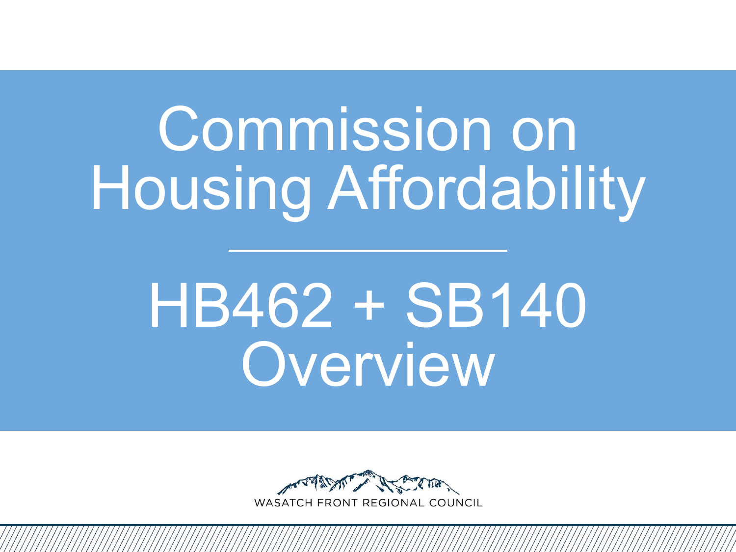# Commission on Housing Affordability

## HB462 + SB140 Overview

WASATCH FRONT REGIONAL COUNCIL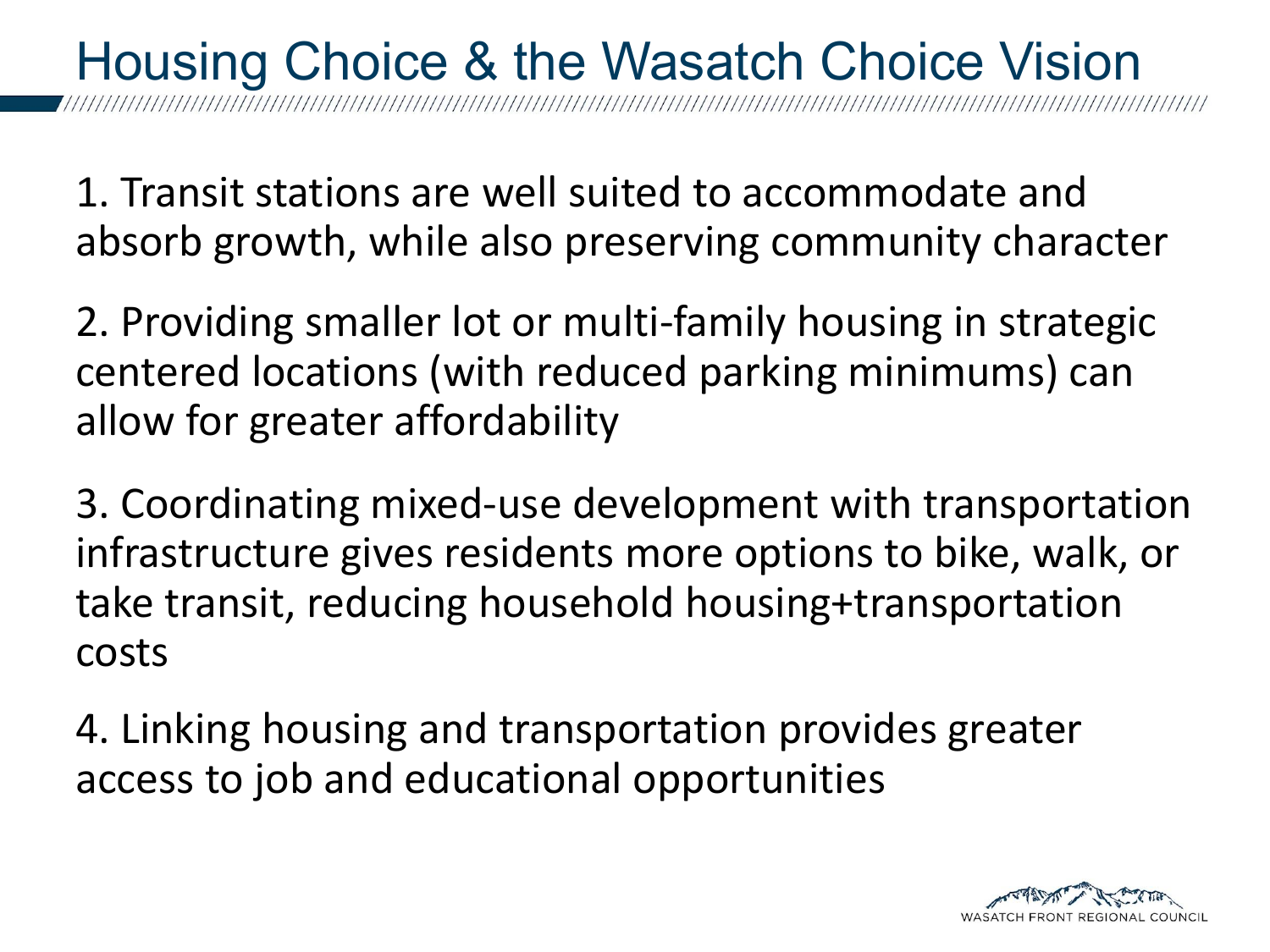# Housing Choice & the Wasatch Choice Vision

1. Transit stations are well suited to accommodate and absorb growth, while also preserving community character

2. Providing smaller lot or multi-family housing in strategic centered locations (with reduced parking minimums) can allow for greater affordability

3. Coordinating mixed-use development with transportation infrastructure gives residents more options to bike, walk, or take transit, reducing household housing+transportation costs

4. Linking housing and transportation provides greater access to job and educational opportunities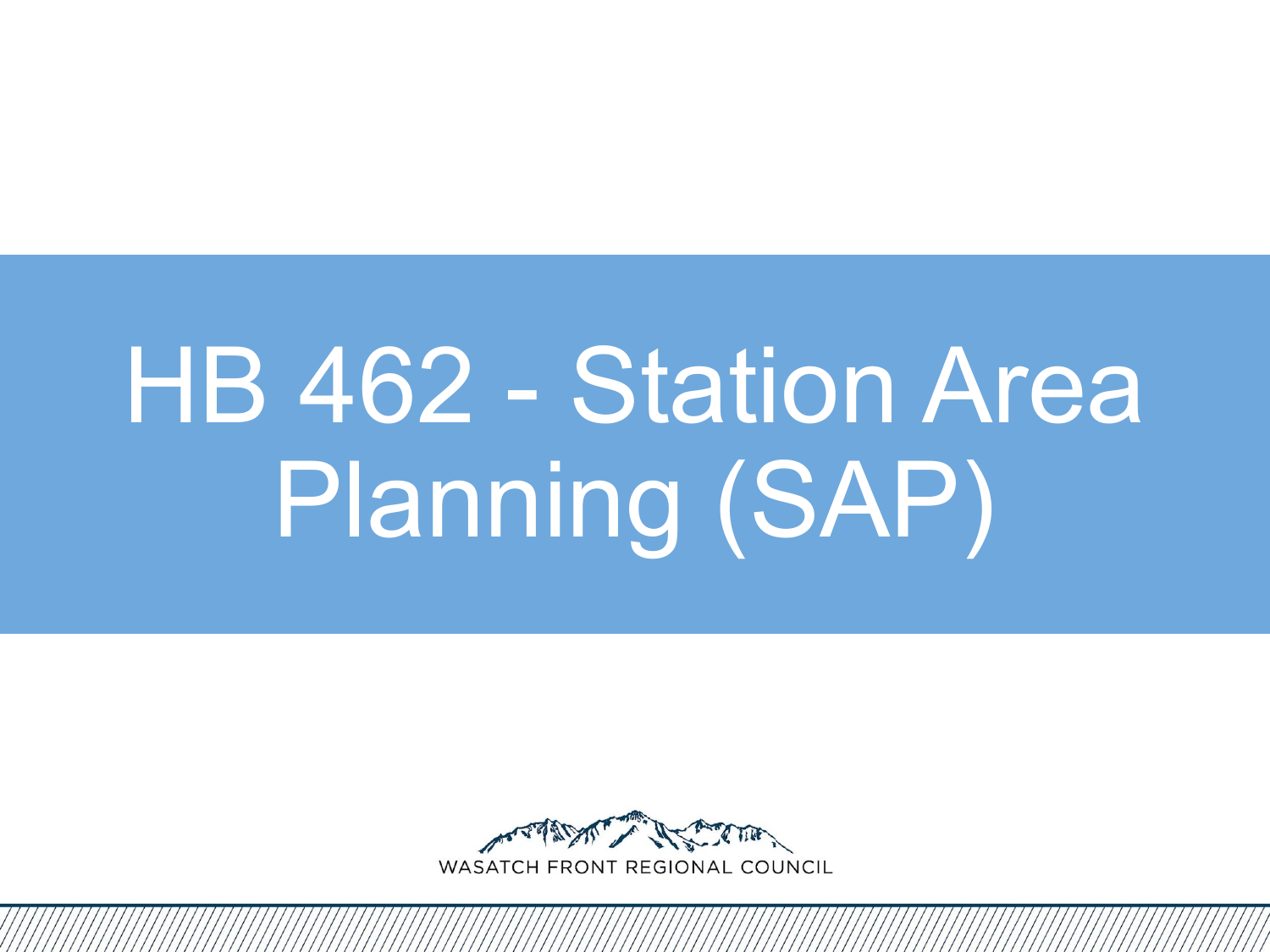# HB 462 - Station Area Planning (SAP)

WASATCH FRONT REGIONAL COUNCIL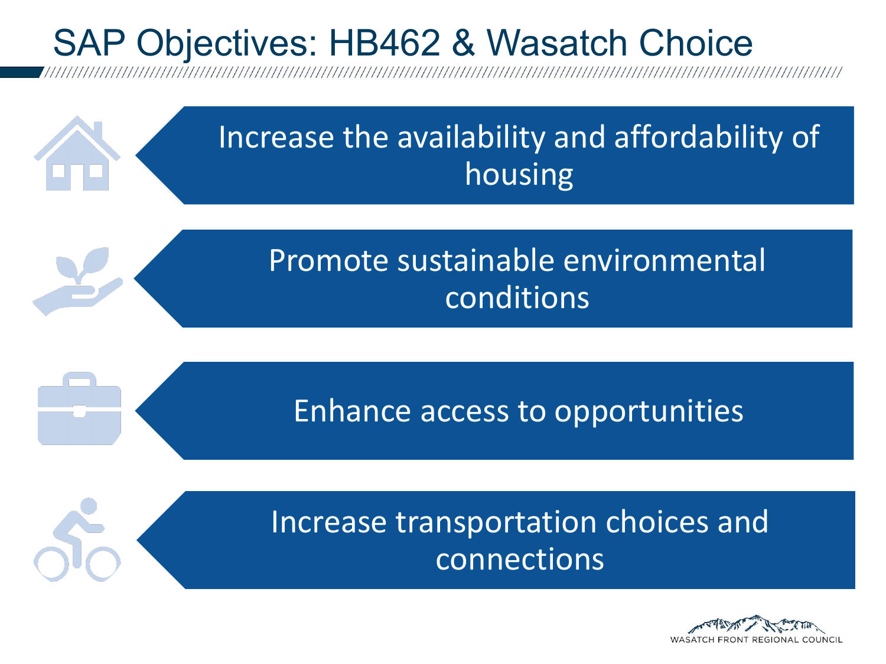# SAP Objectives: HB462 & Wasatch Choice

- Increase the availability and affordability of housing
- Promote sustainable environmental conditions
- Enhance access to opportunities
- Increase transportation choices and connections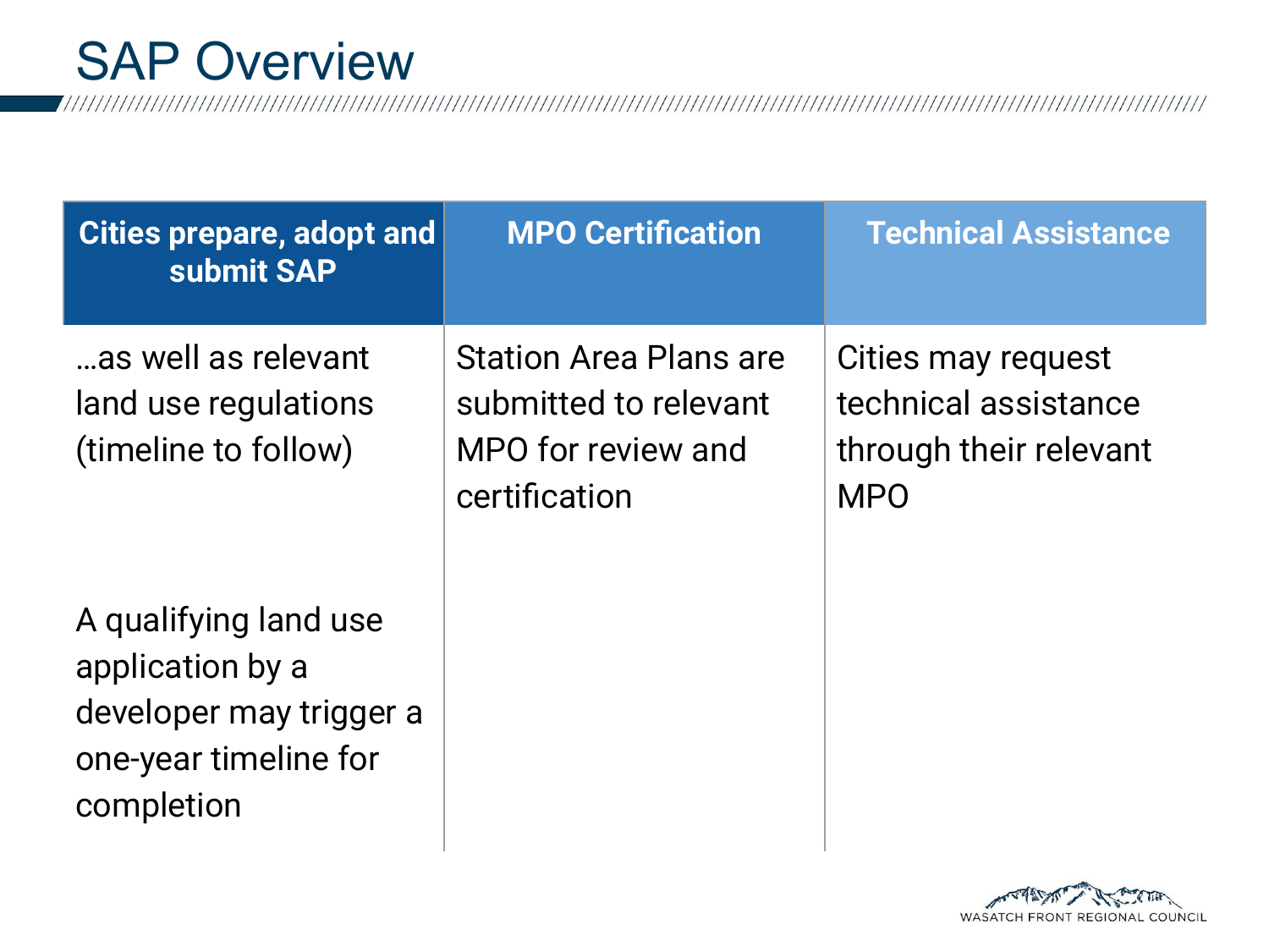# SAP Overview

| Cities prepare, adopt and submit SAP | MPO Certification | Technical Assistance |
|---|---|---|
| …as well as relevant land use regulations (timeline to follow)<br><br>A qualifying land use application by a developer may trigger a one-year timeline for completion | Station Area Plans are submitted to relevant MPO for review and certification | Cities may request technical assistance through their relevant MPO |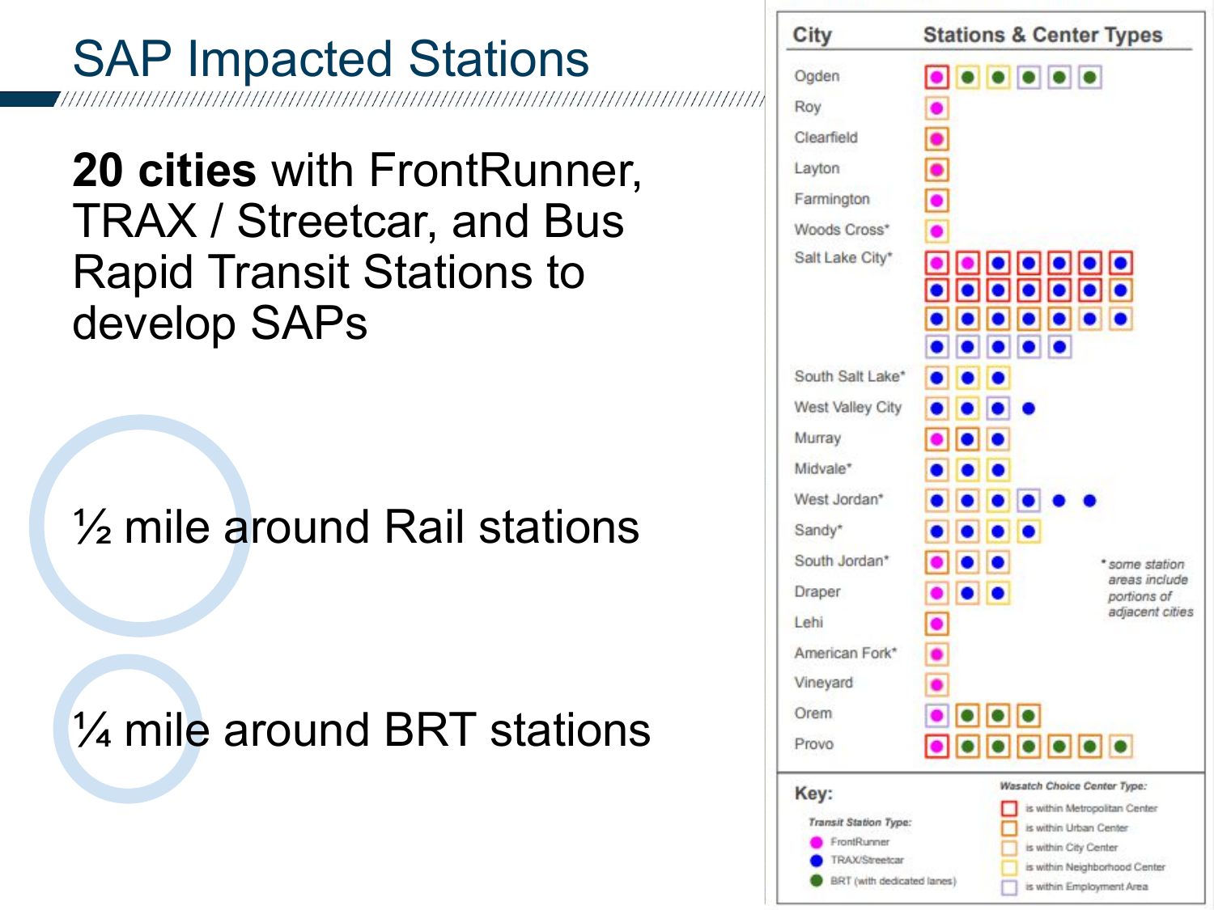# SAP Impacted Stations

**20 cities** with FrontRunner, TRAX / Streetcar, and Bus Rapid Transit Stations to develop SAPs

½ mile around Rail stations

¼ mile around BRT stations

| City | Stations & Center Types |
|---|---|
| Ogden | ● ● ● ● ● ● |
| Roy | ● |
| Clearfield | ● |
| Layton | ● |
| Farmington | ● |
| Woods Cross* | ● |
| Salt Lake City* | ● ● ● ● ● ● ● ● ● ● ● ● ● ● ● ● ● ● ● ● ● ● ● ● ● ● |
| South Salt Lake* | ● ● ● |
| West Valley City | ● ● ● ● |
| Murray | ● ● ● |
| Midvale* | ● ● ● |
| West Jordan* | ● ● ● ● ● ● |
| Sandy* | ● ● ● ● |
| South Jordan* | ● ● ● |
| Draper | ● ● ● |
| Lehi | ● |
| American Fork* | ● |
| Vineyard | ● |
| Orem | ● ● ● ● |
| Provo | ● ● ● ● ● ● ● |

\* some station areas include portions of adjacent cities

**Key:**

*Transit Station Type:*
- ● FrontRunner
- ● TRAX/Streetcar
- ● BRT (with dedicated lanes)

*Wasatch Choice Center Type:*
- ☐ is within Metropolitan Center
- ☐ is within Urban Center
- ☐ is within City Center
- ☐ is within Neighborhood Center
- ☐ is within Employment Area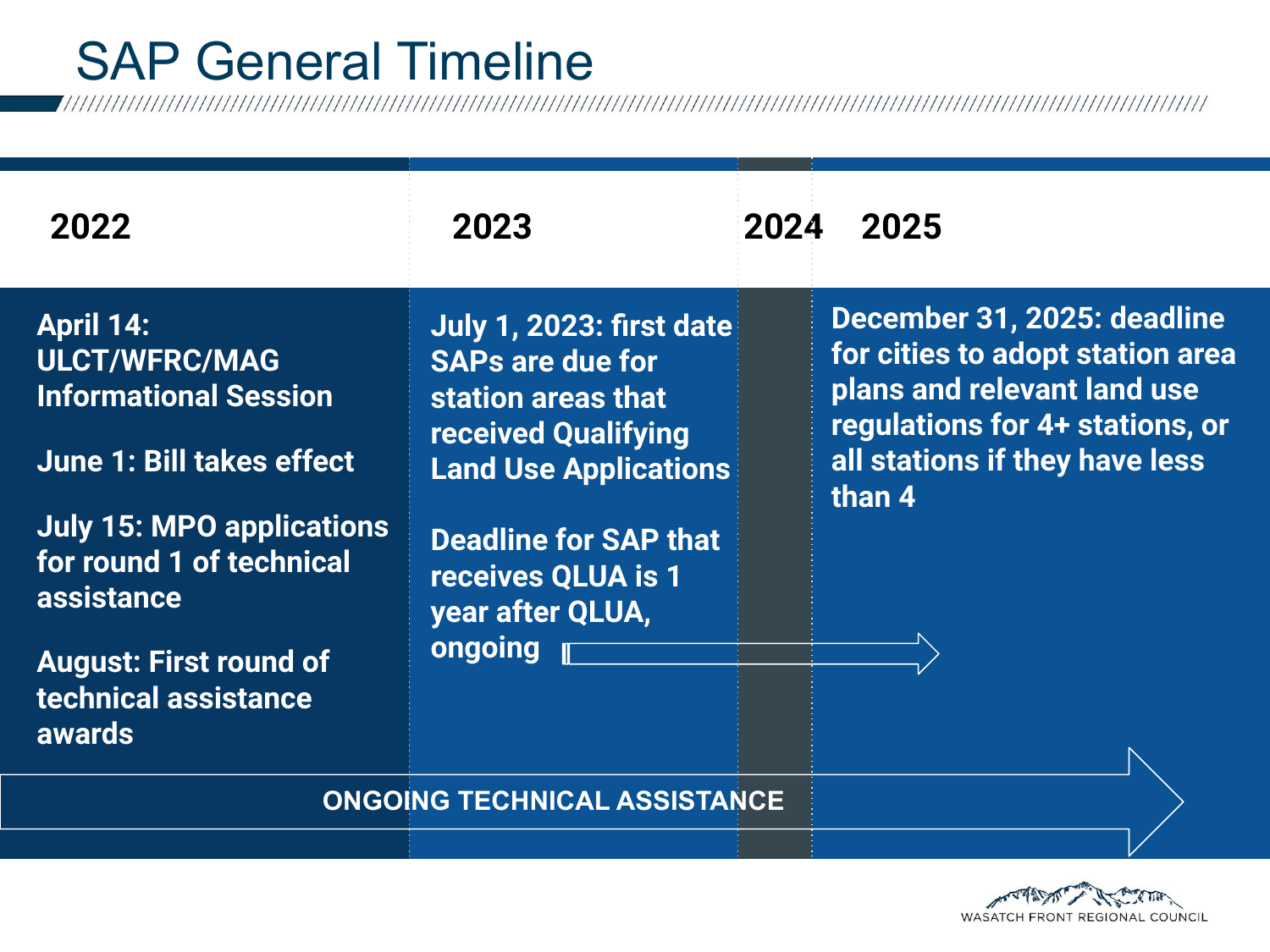# SAP General Timeline

## 2022

**April 14: ULCT/WFRC/MAG Informational Session**

**June 1: Bill takes effect**

**July 15: MPO applications for round 1 of technical assistance**

**August: First round of technical assistance awards**

## 2023

**July 1, 2023: first date SAPs are due for station areas that received Qualifying Land Use Applications**

**Deadline for SAP that receives QLUA is 1 year after QLUA, ongoing**

## 2024

## 2025

**December 31, 2025: deadline for cities to adopt station area plans and relevant land use regulations for 4+ stations, or all stations if they have less than 4**

**ONGOING TECHNICAL ASSISTANCE**

WASATCH FRONT REGIONAL COUNCIL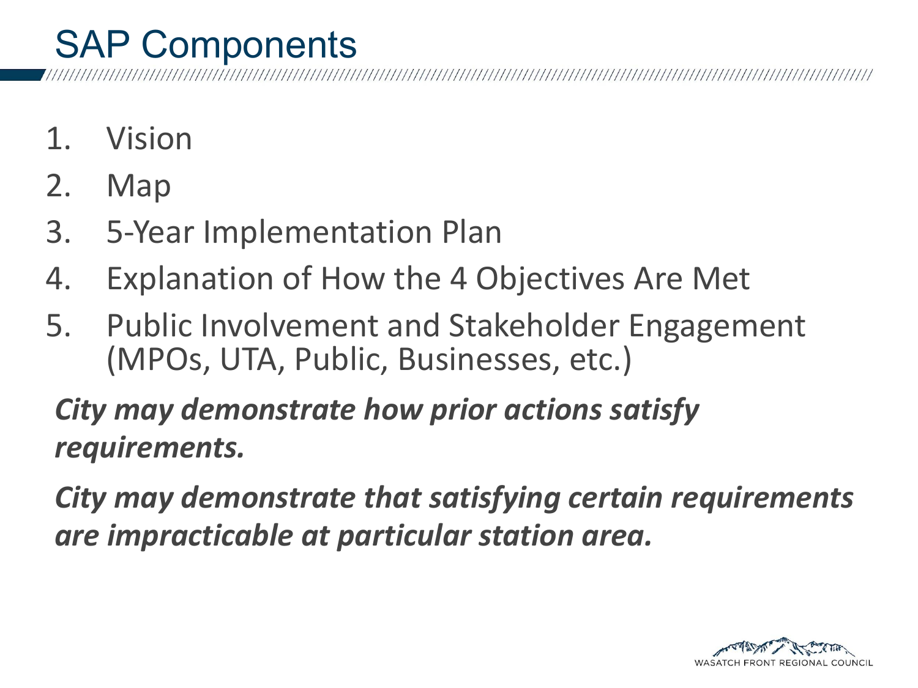# SAP Components

1. Vision
2. Map
3. 5-Year Implementation Plan
4. Explanation of How the 4 Objectives Are Met
5. Public Involvement and Stakeholder Engagement (MPOs, UTA, Public, Businesses, etc.)

***City may demonstrate how prior actions satisfy requirements.***

***City may demonstrate that satisfying certain requirements are impracticable at particular station area.***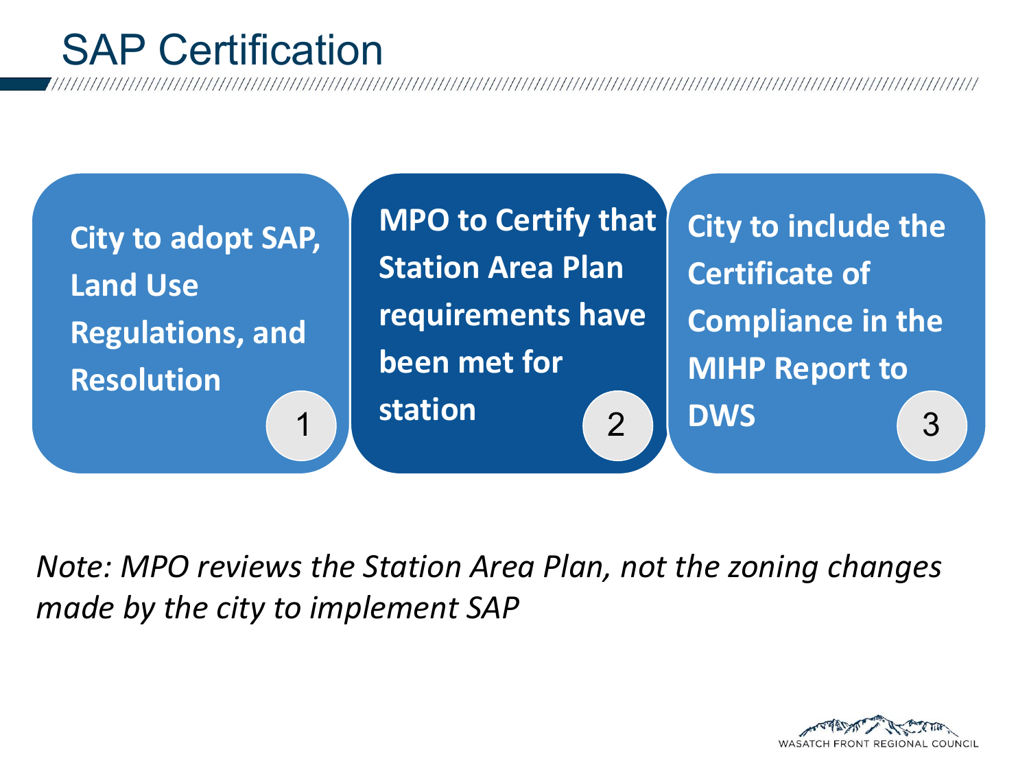# SAP Certification

1. City to adopt SAP, Land Use Regulations, and Resolution
2. MPO to Certify that Station Area Plan requirements have been met for station
3. City to include the Certificate of Compliance in the MIHP Report to DWS

*Note: MPO reviews the Station Area Plan, not the zoning changes made by the city to implement SAP*

WASATCH FRONT REGIONAL COUNCIL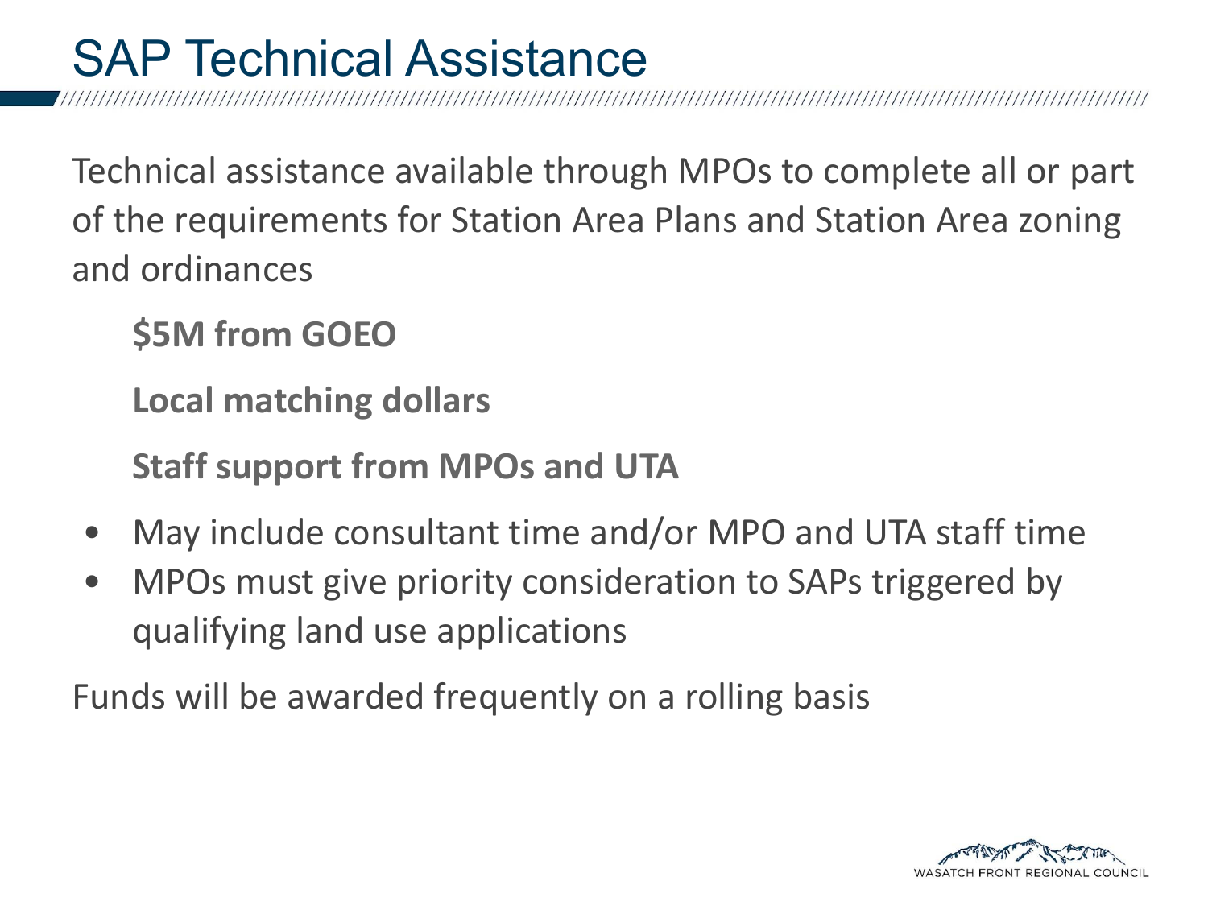# SAP Technical Assistance

Technical assistance available through MPOs to complete all or part of the requirements for Station Area Plans and Station Area zoning and ordinances

**$5M from GOEO**

**Local matching dollars**

**Staff support from MPOs and UTA**

- May include consultant time and/or MPO and UTA staff time
- MPOs must give priority consideration to SAPs triggered by qualifying land use applications

Funds will be awarded frequently on a rolling basis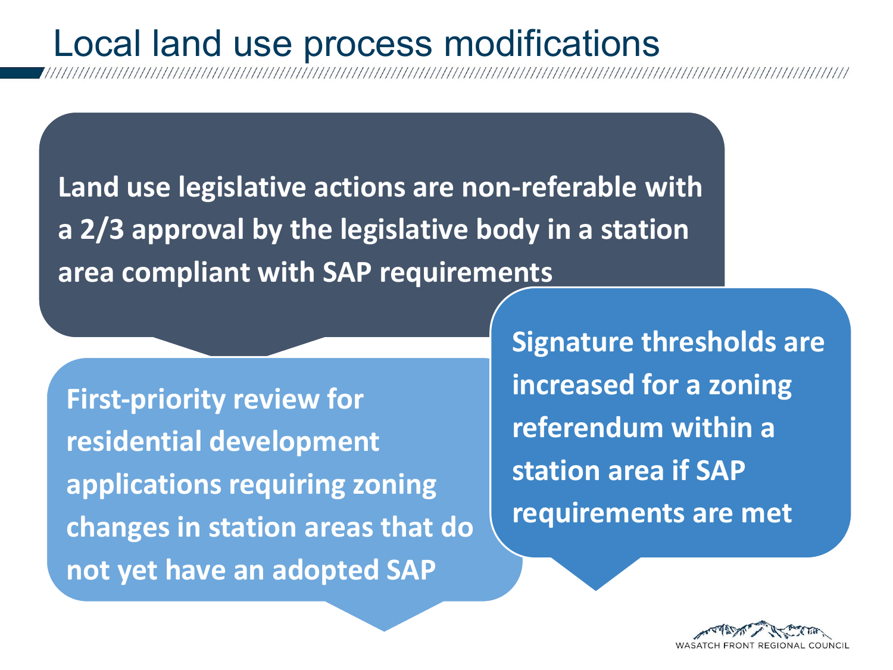# Local land use process modifications

**Land use legislative actions are non-referable with a 2/3 approval by the legislative body in a station area compliant with SAP requirements**

**First-priority review for residential development applications requiring zoning changes in station areas that do not yet have an adopted SAP**

**Signature thresholds are increased for a zoning referendum within a station area if SAP requirements are met**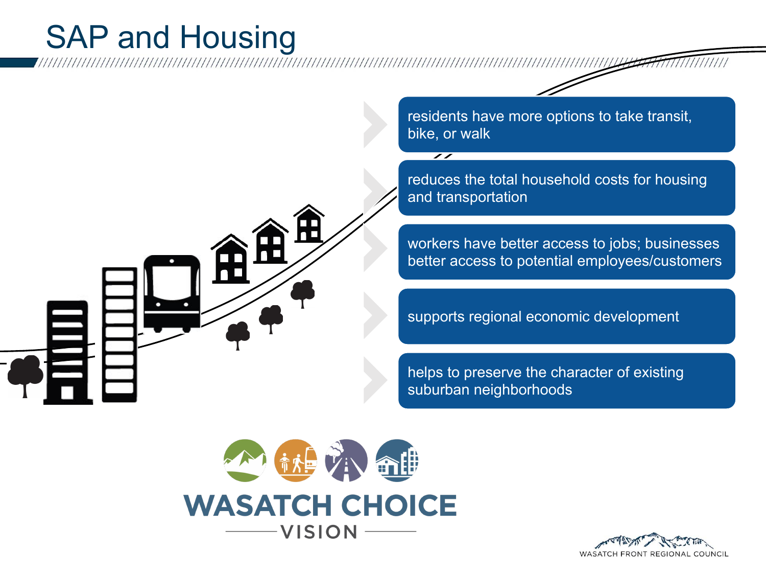# SAP and Housing

- residents have more options to take transit, bike, or walk
- reduces the total household costs for housing and transportation
- workers have better access to jobs; businesses better access to potential employees/customers
- supports regional economic development
- helps to preserve the character of existing suburban neighborhoods

WASATCH CHOICE VISION

WASATCH FRONT REGIONAL COUNCIL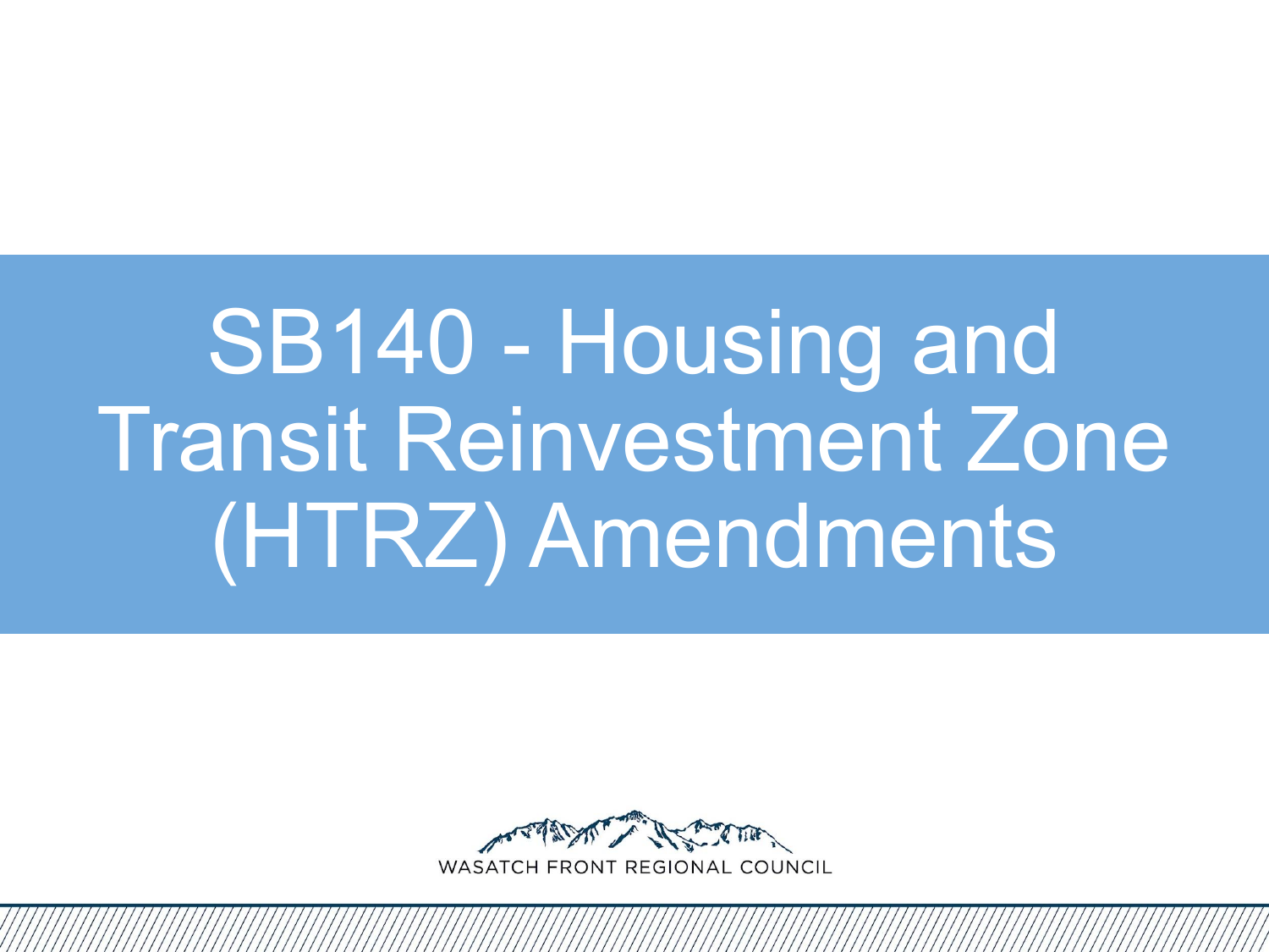# SB140 - Housing and Transit Reinvestment Zone (HTRZ) Amendments

WASATCH FRONT REGIONAL COUNCIL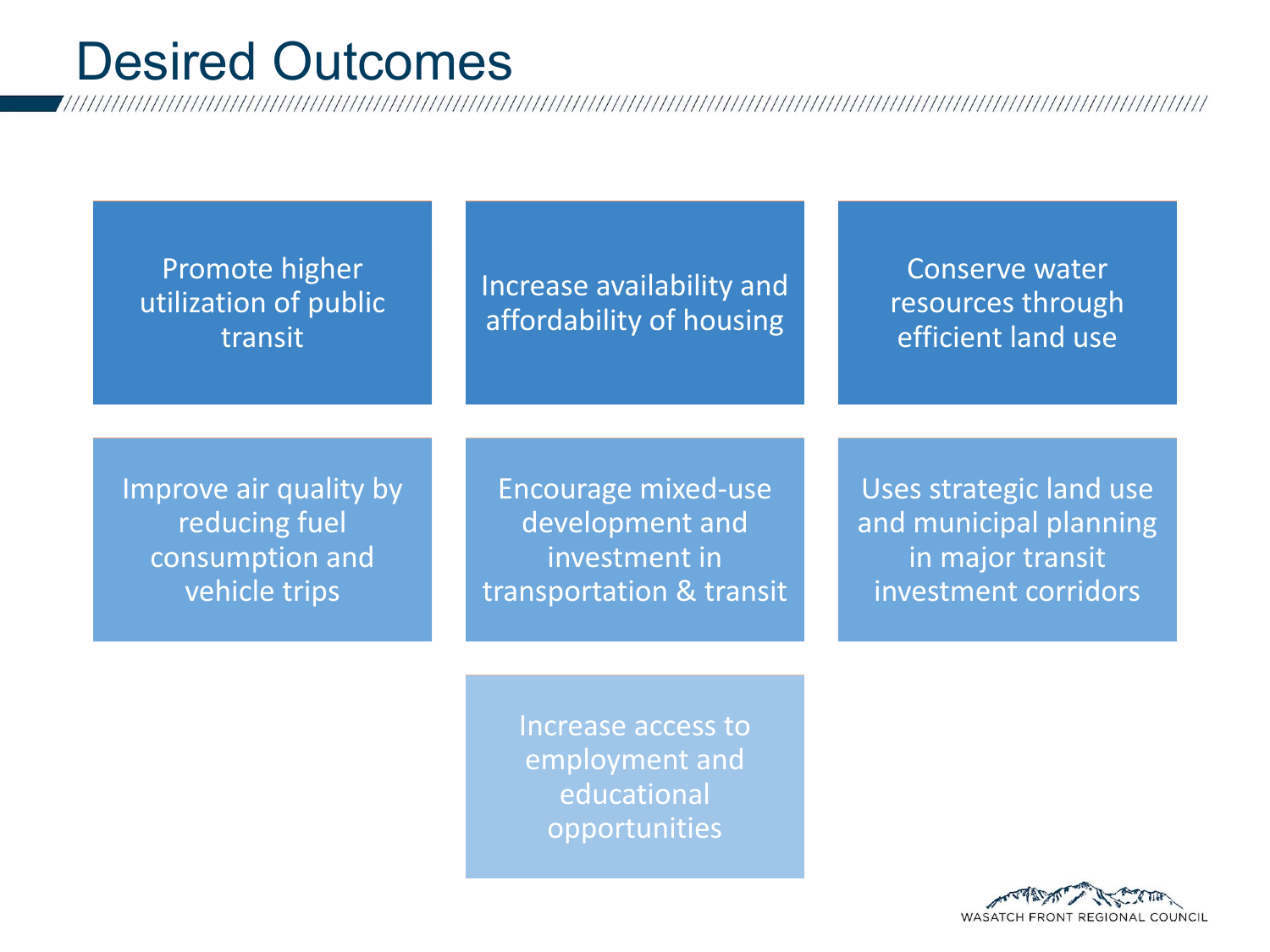# Desired Outcomes

- Promote higher utilization of public transit
- Increase availability and affordability of housing
- Conserve water resources through efficient land use
- Improve air quality by reducing fuel consumption and vehicle trips
- Encourage mixed-use development and investment in transportation & transit
- Uses strategic land use and municipal planning in major transit investment corridors
- Increase access to employment and educational opportunities

WASATCH FRONT REGIONAL COUNCIL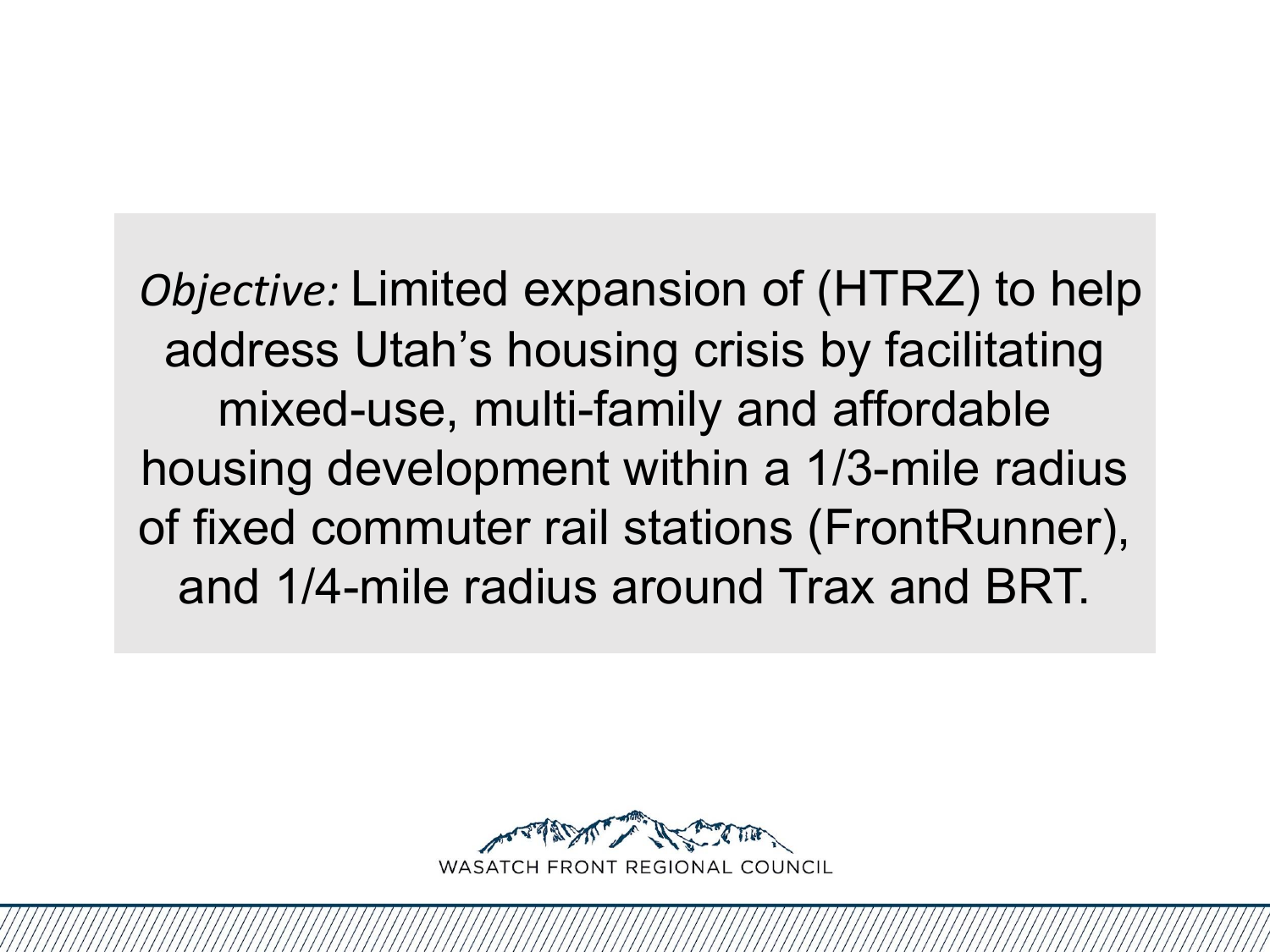*Objective:* Limited expansion of (HTRZ) to help address Utah's housing crisis by facilitating mixed-use, multi-family and affordable housing development within a 1/3-mile radius of fixed commuter rail stations (FrontRunner), and 1/4-mile radius around Trax and BRT.

WASATCH FRONT REGIONAL COUNCIL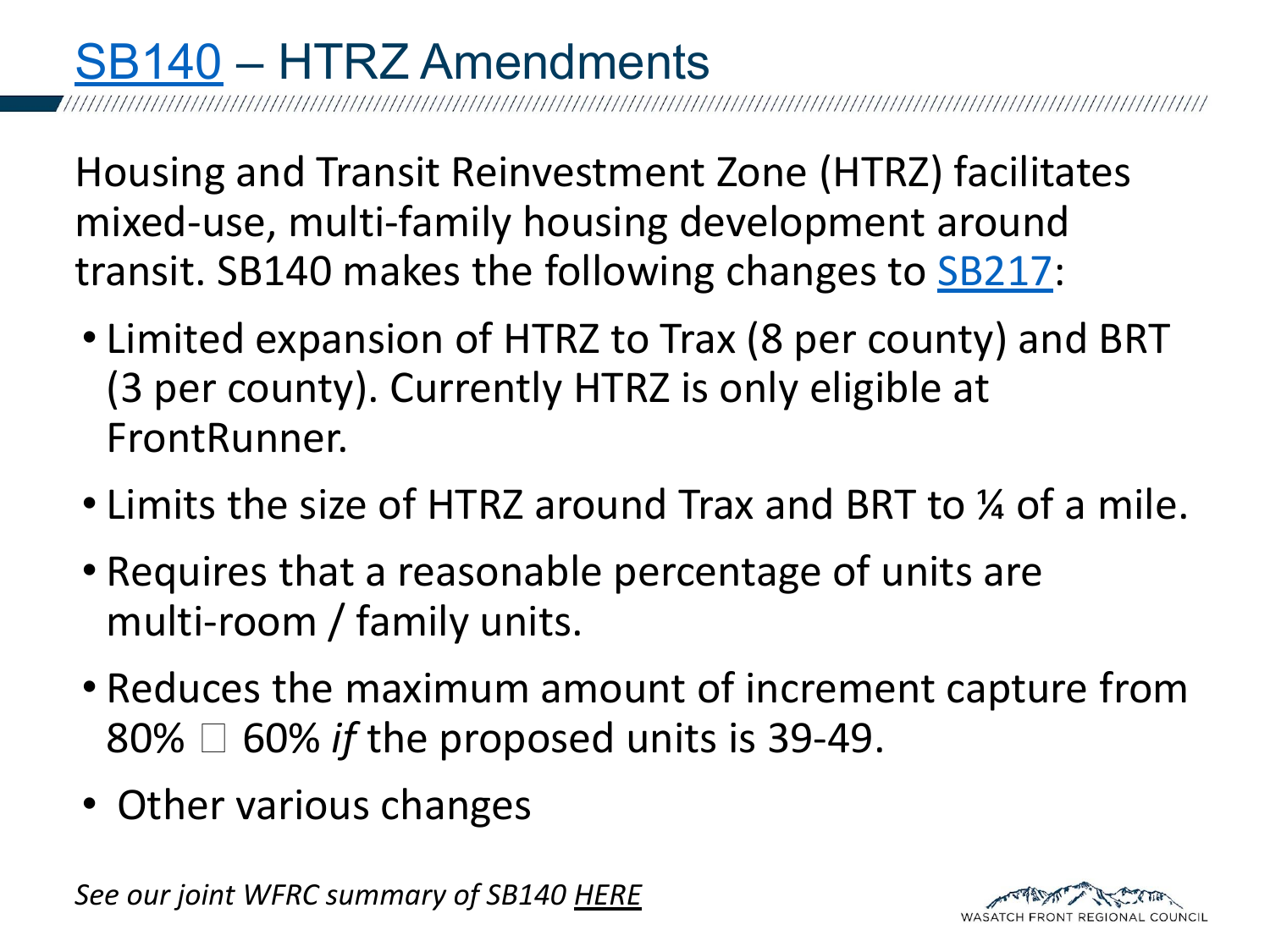# SB140 – HTRZ Amendments

Housing and Transit Reinvestment Zone (HTRZ) facilitates mixed-use, multi-family housing development around transit. SB140 makes the following changes to SB217:

- Limited expansion of HTRZ to Trax (8 per county) and BRT (3 per county). Currently HTRZ is only eligible at FrontRunner.
- Limits the size of HTRZ around Trax and BRT to ¼ of a mile.
- Requires that a reasonable percentage of units are multi-room / family units.
- Reduces the maximum amount of increment capture from 80%  60% *if* the proposed units is 39-49.
- Other various changes

*See our joint WFRC summary of SB140 HERE*

WASATCH FRONT REGIONAL COUNCIL